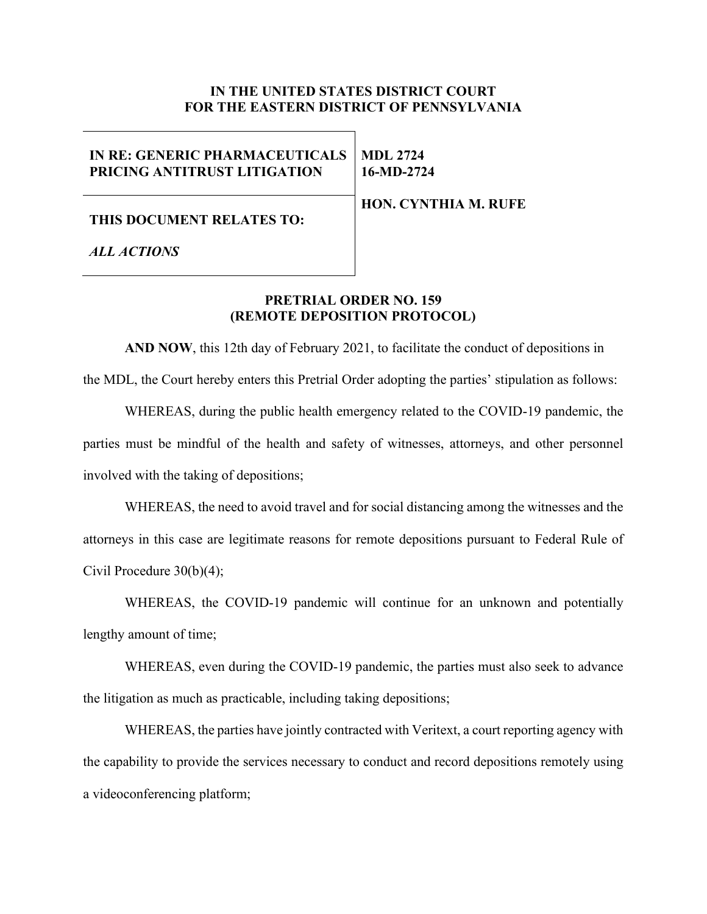**IN THE UNITED STATES DISTRICT COURT**
**FOR THE EASTERN DISTRICT OF PENNSYLVANIA**

| | |
|---|---|
| **IN RE: GENERIC PHARMACEUTICALS PRICING ANTITRUST LITIGATION** | **MDL 2724** **16-MD-2724** |
| **THIS DOCUMENT RELATES TO:** *ALL ACTIONS* | **HON. CYNTHIA M. RUFE** |

**PRETRIAL ORDER NO. 159**
**(REMOTE DEPOSITION PROTOCOL)**

**AND NOW**, this 12th day of February 2021, to facilitate the conduct of depositions in the MDL, the Court hereby enters this Pretrial Order adopting the parties' stipulation as follows:

WHEREAS, during the public health emergency related to the COVID-19 pandemic, the parties must be mindful of the health and safety of witnesses, attorneys, and other personnel involved with the taking of depositions;

WHEREAS, the need to avoid travel and for social distancing among the witnesses and the attorneys in this case are legitimate reasons for remote depositions pursuant to Federal Rule of Civil Procedure 30(b)(4);

WHEREAS, the COVID-19 pandemic will continue for an unknown and potentially lengthy amount of time;

WHEREAS, even during the COVID-19 pandemic, the parties must also seek to advance the litigation as much as practicable, including taking depositions;

WHEREAS, the parties have jointly contracted with Veritext, a court reporting agency with the capability to provide the services necessary to conduct and record depositions remotely using a videoconferencing platform;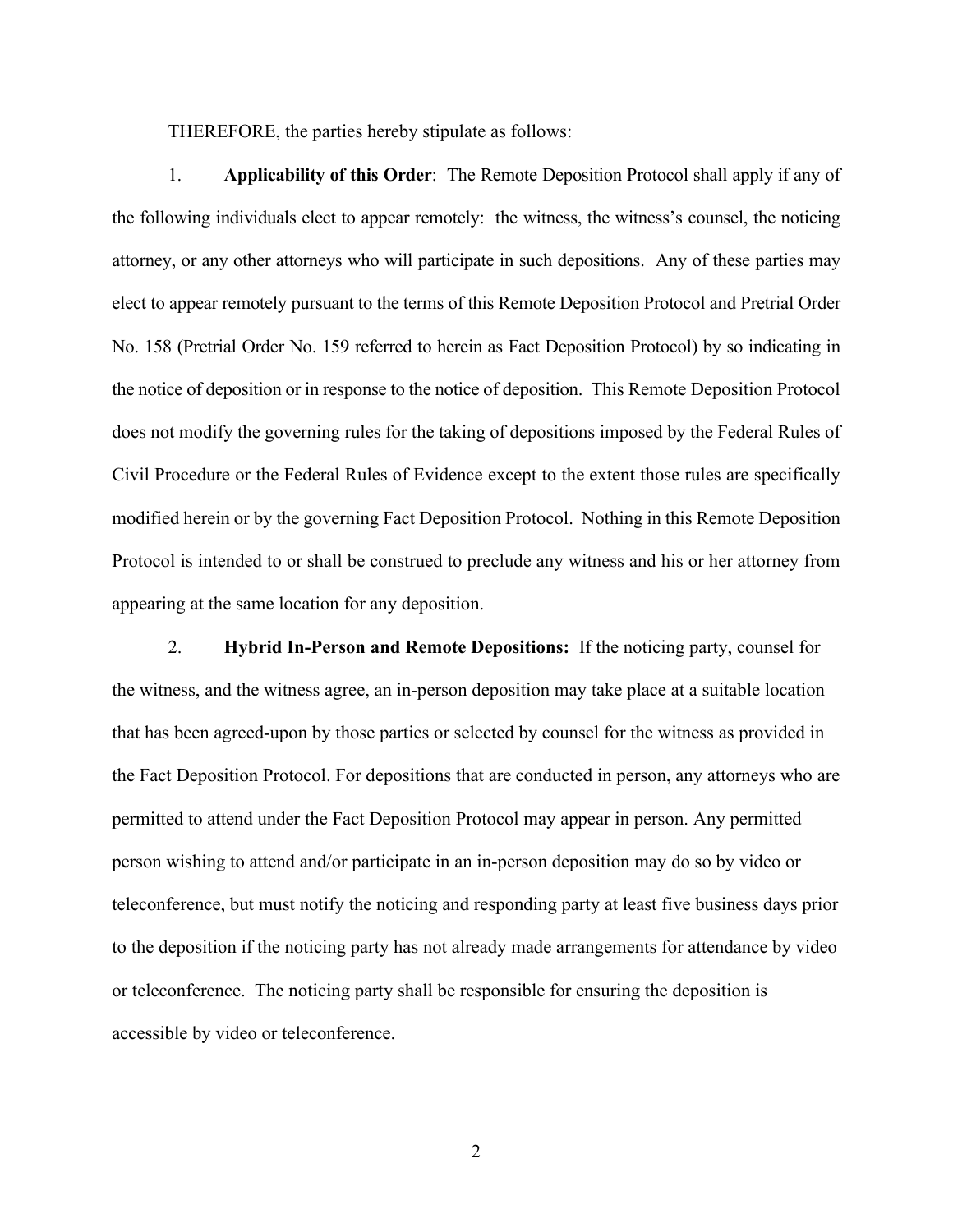THEREFORE, the parties hereby stipulate as follows:

1. **Applicability of this Order**: The Remote Deposition Protocol shall apply if any of the following individuals elect to appear remotely: the witness, the witness's counsel, the noticing attorney, or any other attorneys who will participate in such depositions. Any of these parties may elect to appear remotely pursuant to the terms of this Remote Deposition Protocol and Pretrial Order No. 158 (Pretrial Order No. 159 referred to herein as Fact Deposition Protocol) by so indicating in the notice of deposition or in response to the notice of deposition. This Remote Deposition Protocol does not modify the governing rules for the taking of depositions imposed by the Federal Rules of Civil Procedure or the Federal Rules of Evidence except to the extent those rules are specifically modified herein or by the governing Fact Deposition Protocol. Nothing in this Remote Deposition Protocol is intended to or shall be construed to preclude any witness and his or her attorney from appearing at the same location for any deposition.

2. **Hybrid In-Person and Remote Depositions:** If the noticing party, counsel for the witness, and the witness agree, an in-person deposition may take place at a suitable location that has been agreed-upon by those parties or selected by counsel for the witness as provided in the Fact Deposition Protocol. For depositions that are conducted in person, any attorneys who are permitted to attend under the Fact Deposition Protocol may appear in person. Any permitted person wishing to attend and/or participate in an in-person deposition may do so by video or teleconference, but must notify the noticing and responding party at least five business days prior to the deposition if the noticing party has not already made arrangements for attendance by video or teleconference. The noticing party shall be responsible for ensuring the deposition is accessible by video or teleconference.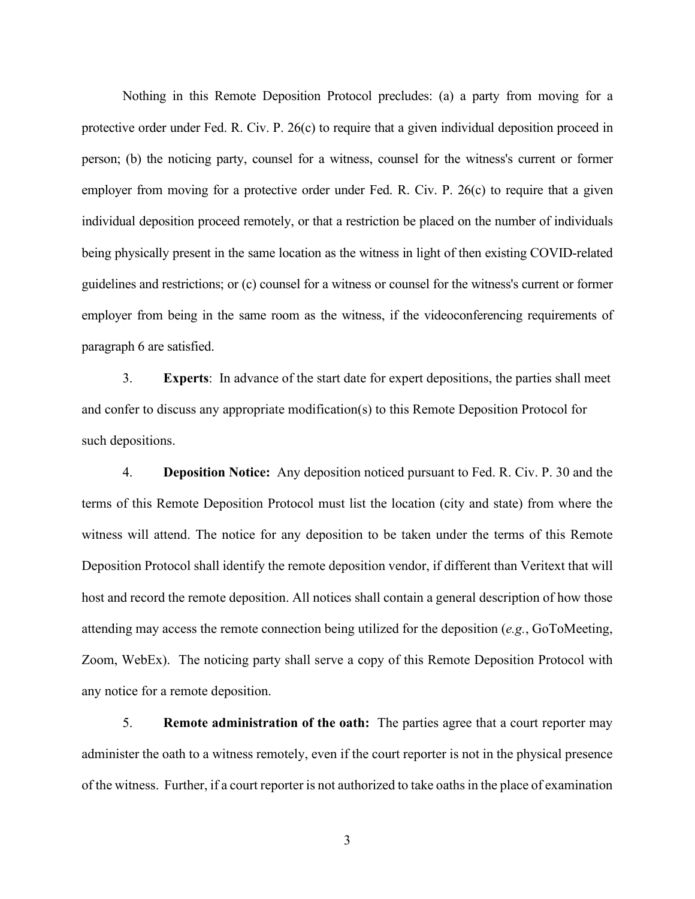Nothing in this Remote Deposition Protocol precludes: (a) a party from moving for a protective order under Fed. R. Civ. P. 26(c) to require that a given individual deposition proceed in person; (b) the noticing party, counsel for a witness, counsel for the witness's current or former employer from moving for a protective order under Fed. R. Civ. P. 26(c) to require that a given individual deposition proceed remotely, or that a restriction be placed on the number of individuals being physically present in the same location as the witness in light of then existing COVID-related guidelines and restrictions; or (c) counsel for a witness or counsel for the witness's current or former employer from being in the same room as the witness, if the videoconferencing requirements of paragraph 6 are satisfied.

3. **Experts**: In advance of the start date for expert depositions, the parties shall meet and confer to discuss any appropriate modification(s) to this Remote Deposition Protocol for such depositions.

4. **Deposition Notice:** Any deposition noticed pursuant to Fed. R. Civ. P. 30 and the terms of this Remote Deposition Protocol must list the location (city and state) from where the witness will attend. The notice for any deposition to be taken under the terms of this Remote Deposition Protocol shall identify the remote deposition vendor, if different than Veritext that will host and record the remote deposition. All notices shall contain a general description of how those attending may access the remote connection being utilized for the deposition (*e.g.*, GoToMeeting, Zoom, WebEx). The noticing party shall serve a copy of this Remote Deposition Protocol with any notice for a remote deposition.

5. **Remote administration of the oath:** The parties agree that a court reporter may administer the oath to a witness remotely, even if the court reporter is not in the physical presence of the witness. Further, if a court reporter is not authorized to take oaths in the place of examination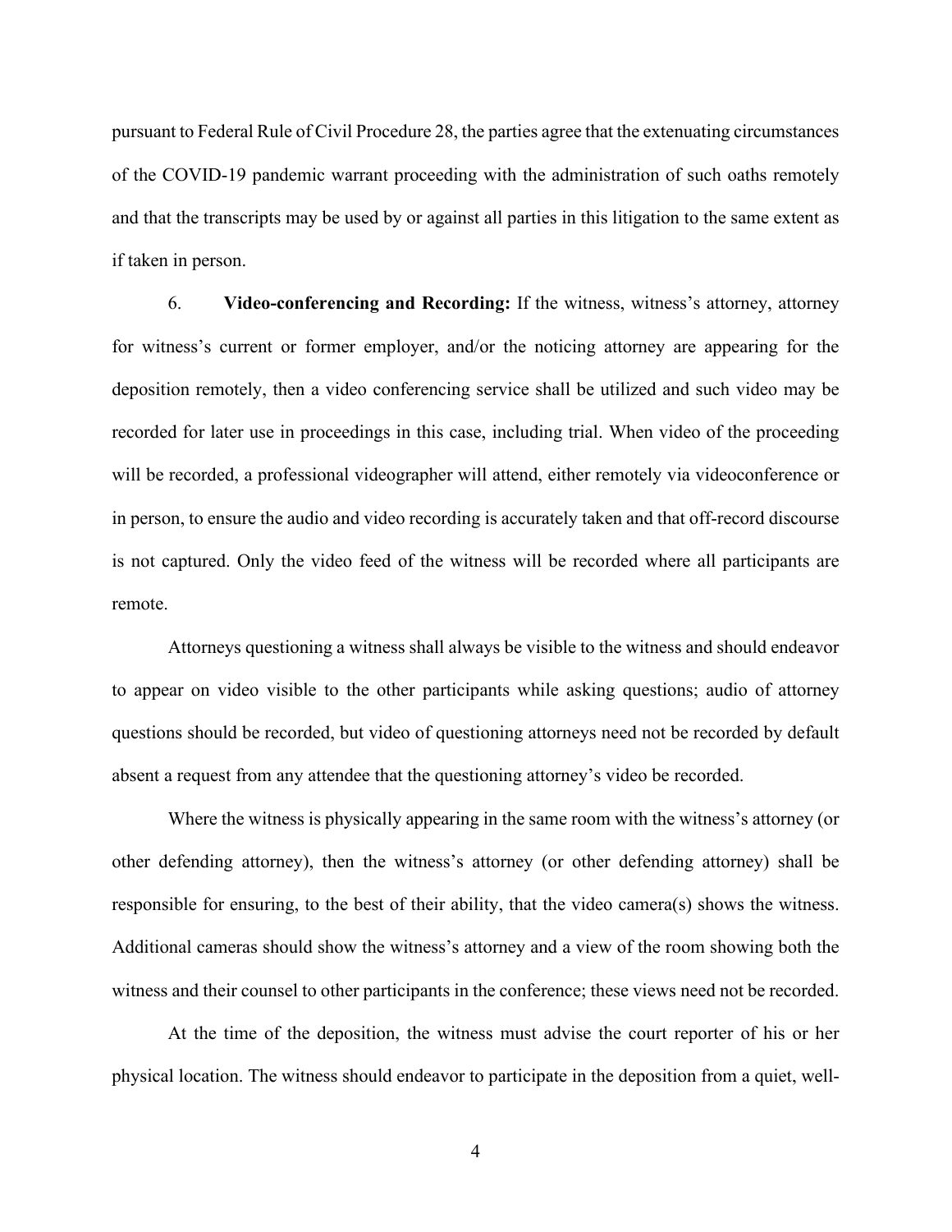pursuant to Federal Rule of Civil Procedure 28, the parties agree that the extenuating circumstances of the COVID-19 pandemic warrant proceeding with the administration of such oaths remotely and that the transcripts may be used by or against all parties in this litigation to the same extent as if taken in person.

6. **Video-conferencing and Recording:** If the witness, witness's attorney, attorney for witness's current or former employer, and/or the noticing attorney are appearing for the deposition remotely, then a video conferencing service shall be utilized and such video may be recorded for later use in proceedings in this case, including trial. When video of the proceeding will be recorded, a professional videographer will attend, either remotely via videoconference or in person, to ensure the audio and video recording is accurately taken and that off-record discourse is not captured. Only the video feed of the witness will be recorded where all participants are remote.

Attorneys questioning a witness shall always be visible to the witness and should endeavor to appear on video visible to the other participants while asking questions; audio of attorney questions should be recorded, but video of questioning attorneys need not be recorded by default absent a request from any attendee that the questioning attorney's video be recorded.

Where the witness is physically appearing in the same room with the witness's attorney (or other defending attorney), then the witness's attorney (or other defending attorney) shall be responsible for ensuring, to the best of their ability, that the video camera(s) shows the witness. Additional cameras should show the witness's attorney and a view of the room showing both the witness and their counsel to other participants in the conference; these views need not be recorded.

At the time of the deposition, the witness must advise the court reporter of his or her physical location. The witness should endeavor to participate in the deposition from a quiet, well-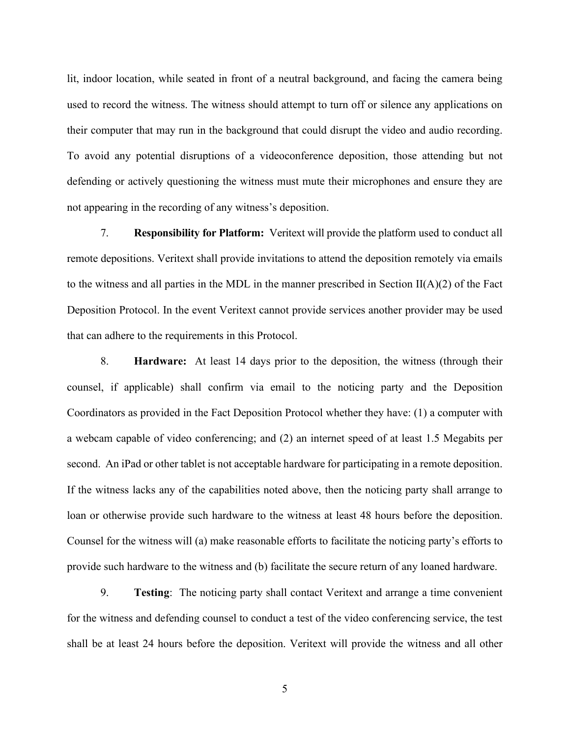lit, indoor location, while seated in front of a neutral background, and facing the camera being used to record the witness. The witness should attempt to turn off or silence any applications on their computer that may run in the background that could disrupt the video and audio recording. To avoid any potential disruptions of a videoconference deposition, those attending but not defending or actively questioning the witness must mute their microphones and ensure they are not appearing in the recording of any witness's deposition.

7. **Responsibility for Platform:** Veritext will provide the platform used to conduct all remote depositions. Veritext shall provide invitations to attend the deposition remotely via emails to the witness and all parties in the MDL in the manner prescribed in Section II(A)(2) of the Fact Deposition Protocol. In the event Veritext cannot provide services another provider may be used that can adhere to the requirements in this Protocol.

8. **Hardware:** At least 14 days prior to the deposition, the witness (through their counsel, if applicable) shall confirm via email to the noticing party and the Deposition Coordinators as provided in the Fact Deposition Protocol whether they have: (1) a computer with a webcam capable of video conferencing; and (2) an internet speed of at least 1.5 Megabits per second. An iPad or other tablet is not acceptable hardware for participating in a remote deposition. If the witness lacks any of the capabilities noted above, then the noticing party shall arrange to loan or otherwise provide such hardware to the witness at least 48 hours before the deposition. Counsel for the witness will (a) make reasonable efforts to facilitate the noticing party's efforts to provide such hardware to the witness and (b) facilitate the secure return of any loaned hardware.

9. **Testing**: The noticing party shall contact Veritext and arrange a time convenient for the witness and defending counsel to conduct a test of the video conferencing service, the test shall be at least 24 hours before the deposition. Veritext will provide the witness and all other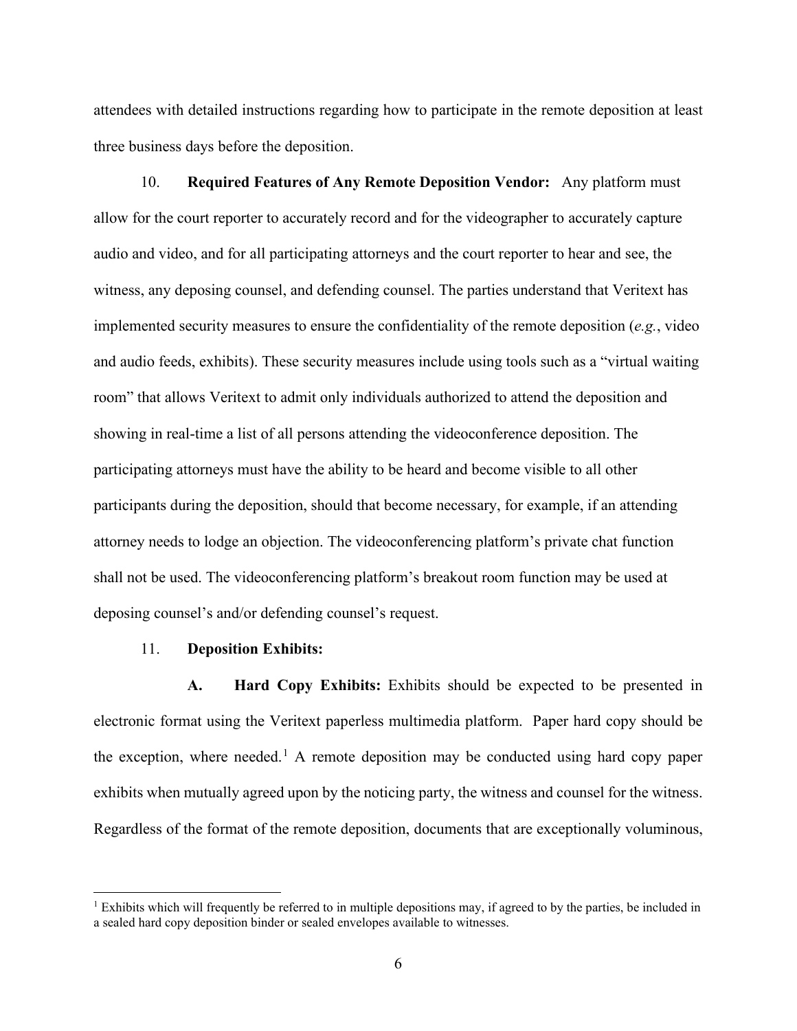attendees with detailed instructions regarding how to participate in the remote deposition at least three business days before the deposition.

10. **Required Features of Any Remote Deposition Vendor:** Any platform must allow for the court reporter to accurately record and for the videographer to accurately capture audio and video, and for all participating attorneys and the court reporter to hear and see, the witness, any deposing counsel, and defending counsel. The parties understand that Veritext has implemented security measures to ensure the confidentiality of the remote deposition (*e.g.*, video and audio feeds, exhibits). These security measures include using tools such as a "virtual waiting room" that allows Veritext to admit only individuals authorized to attend the deposition and showing in real-time a list of all persons attending the videoconference deposition. The participating attorneys must have the ability to be heard and become visible to all other participants during the deposition, should that become necessary, for example, if an attending attorney needs to lodge an objection. The videoconferencing platform's private chat function shall not be used. The videoconferencing platform's breakout room function may be used at deposing counsel's and/or defending counsel's request.

11. **Deposition Exhibits:**

**A. Hard Copy Exhibits:** Exhibits should be expected to be presented in electronic format using the Veritext paperless multimedia platform. Paper hard copy should be the exception, where needed.[1] A remote deposition may be conducted using hard copy paper exhibits when mutually agreed upon by the noticing party, the witness and counsel for the witness. Regardless of the format of the remote deposition, documents that are exceptionally voluminous,

---

[1] Exhibits which will frequently be referred to in multiple depositions may, if agreed to by the parties, be included in a sealed hard copy deposition binder or sealed envelopes available to witnesses.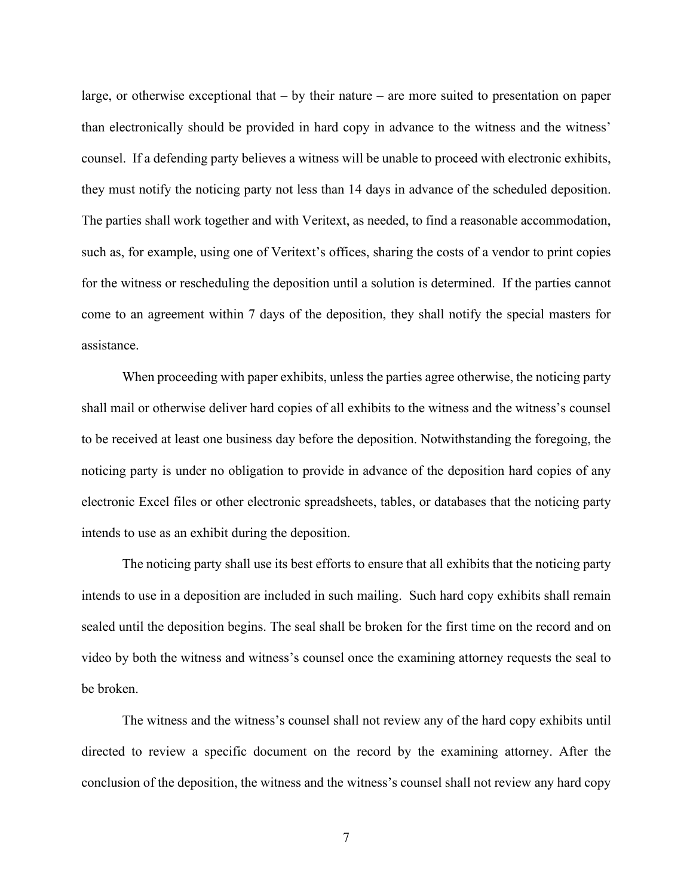large, or otherwise exceptional that – by their nature – are more suited to presentation on paper than electronically should be provided in hard copy in advance to the witness and the witness' counsel. If a defending party believes a witness will be unable to proceed with electronic exhibits, they must notify the noticing party not less than 14 days in advance of the scheduled deposition. The parties shall work together and with Veritext, as needed, to find a reasonable accommodation, such as, for example, using one of Veritext's offices, sharing the costs of a vendor to print copies for the witness or rescheduling the deposition until a solution is determined. If the parties cannot come to an agreement within 7 days of the deposition, they shall notify the special masters for assistance.

When proceeding with paper exhibits, unless the parties agree otherwise, the noticing party shall mail or otherwise deliver hard copies of all exhibits to the witness and the witness's counsel to be received at least one business day before the deposition. Notwithstanding the foregoing, the noticing party is under no obligation to provide in advance of the deposition hard copies of any electronic Excel files or other electronic spreadsheets, tables, or databases that the noticing party intends to use as an exhibit during the deposition.

The noticing party shall use its best efforts to ensure that all exhibits that the noticing party intends to use in a deposition are included in such mailing. Such hard copy exhibits shall remain sealed until the deposition begins. The seal shall be broken for the first time on the record and on video by both the witness and witness's counsel once the examining attorney requests the seal to be broken.

The witness and the witness's counsel shall not review any of the hard copy exhibits until directed to review a specific document on the record by the examining attorney. After the conclusion of the deposition, the witness and the witness's counsel shall not review any hard copy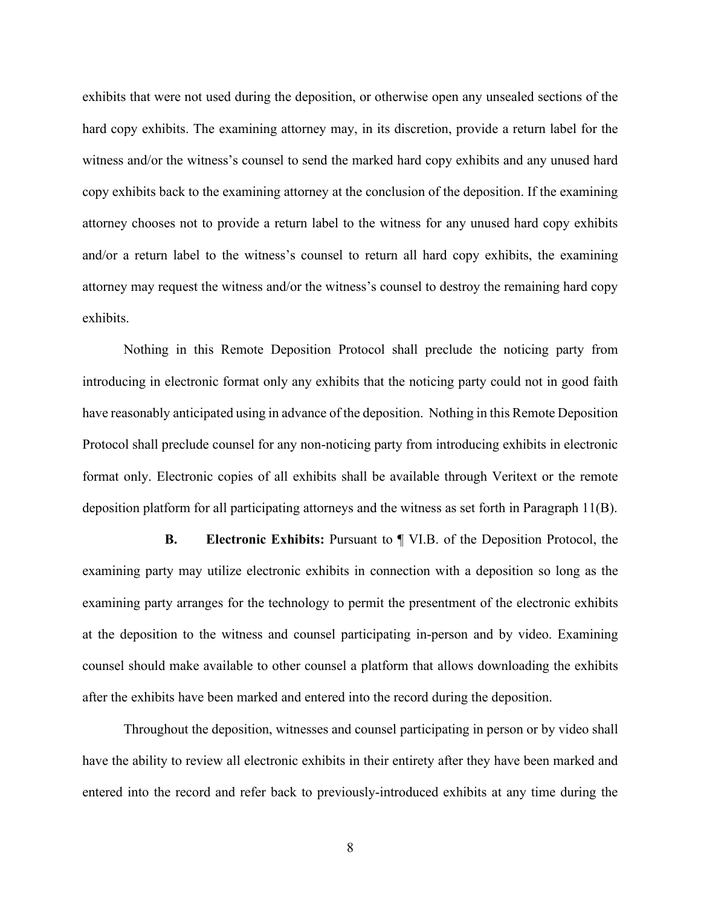exhibits that were not used during the deposition, or otherwise open any unsealed sections of the hard copy exhibits. The examining attorney may, in its discretion, provide a return label for the witness and/or the witness's counsel to send the marked hard copy exhibits and any unused hard copy exhibits back to the examining attorney at the conclusion of the deposition. If the examining attorney chooses not to provide a return label to the witness for any unused hard copy exhibits and/or a return label to the witness's counsel to return all hard copy exhibits, the examining attorney may request the witness and/or the witness's counsel to destroy the remaining hard copy exhibits.

Nothing in this Remote Deposition Protocol shall preclude the noticing party from introducing in electronic format only any exhibits that the noticing party could not in good faith have reasonably anticipated using in advance of the deposition. Nothing in this Remote Deposition Protocol shall preclude counsel for any non-noticing party from introducing exhibits in electronic format only. Electronic copies of all exhibits shall be available through Veritext or the remote deposition platform for all participating attorneys and the witness as set forth in Paragraph 11(B).

**B. Electronic Exhibits:** Pursuant to ¶ VI.B. of the Deposition Protocol, the examining party may utilize electronic exhibits in connection with a deposition so long as the examining party arranges for the technology to permit the presentment of the electronic exhibits at the deposition to the witness and counsel participating in-person and by video. Examining counsel should make available to other counsel a platform that allows downloading the exhibits after the exhibits have been marked and entered into the record during the deposition.

Throughout the deposition, witnesses and counsel participating in person or by video shall have the ability to review all electronic exhibits in their entirety after they have been marked and entered into the record and refer back to previously-introduced exhibits at any time during the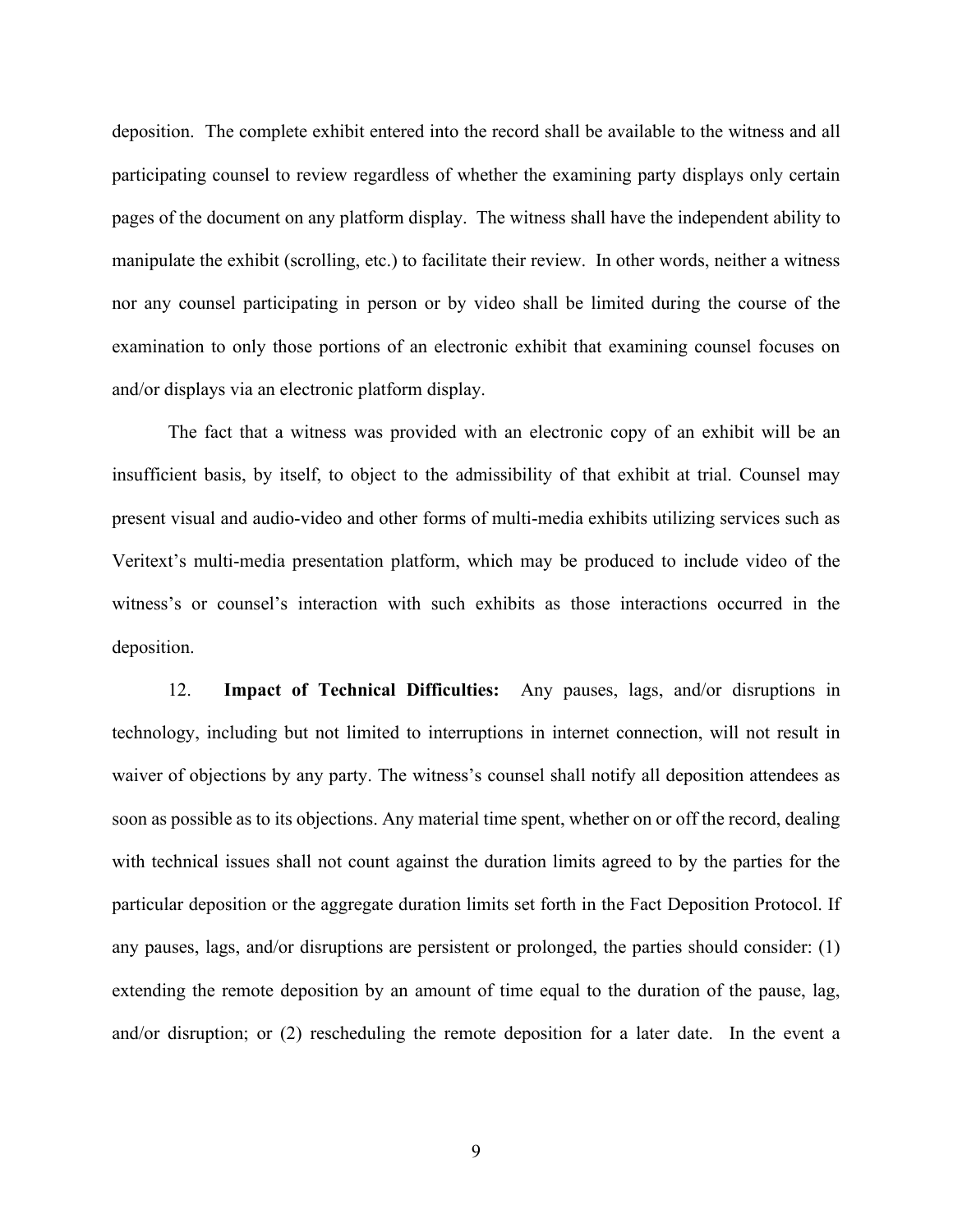deposition. The complete exhibit entered into the record shall be available to the witness and all participating counsel to review regardless of whether the examining party displays only certain pages of the document on any platform display. The witness shall have the independent ability to manipulate the exhibit (scrolling, etc.) to facilitate their review. In other words, neither a witness nor any counsel participating in person or by video shall be limited during the course of the examination to only those portions of an electronic exhibit that examining counsel focuses on and/or displays via an electronic platform display.

The fact that a witness was provided with an electronic copy of an exhibit will be an insufficient basis, by itself, to object to the admissibility of that exhibit at trial. Counsel may present visual and audio-video and other forms of multi-media exhibits utilizing services such as Veritext's multi-media presentation platform, which may be produced to include video of the witness's or counsel's interaction with such exhibits as those interactions occurred in the deposition.

12. **Impact of Technical Difficulties:** Any pauses, lags, and/or disruptions in technology, including but not limited to interruptions in internet connection, will not result in waiver of objections by any party. The witness's counsel shall notify all deposition attendees as soon as possible as to its objections. Any material time spent, whether on or off the record, dealing with technical issues shall not count against the duration limits agreed to by the parties for the particular deposition or the aggregate duration limits set forth in the Fact Deposition Protocol. If any pauses, lags, and/or disruptions are persistent or prolonged, the parties should consider: (1) extending the remote deposition by an amount of time equal to the duration of the pause, lag, and/or disruption; or (2) rescheduling the remote deposition for a later date. In the event a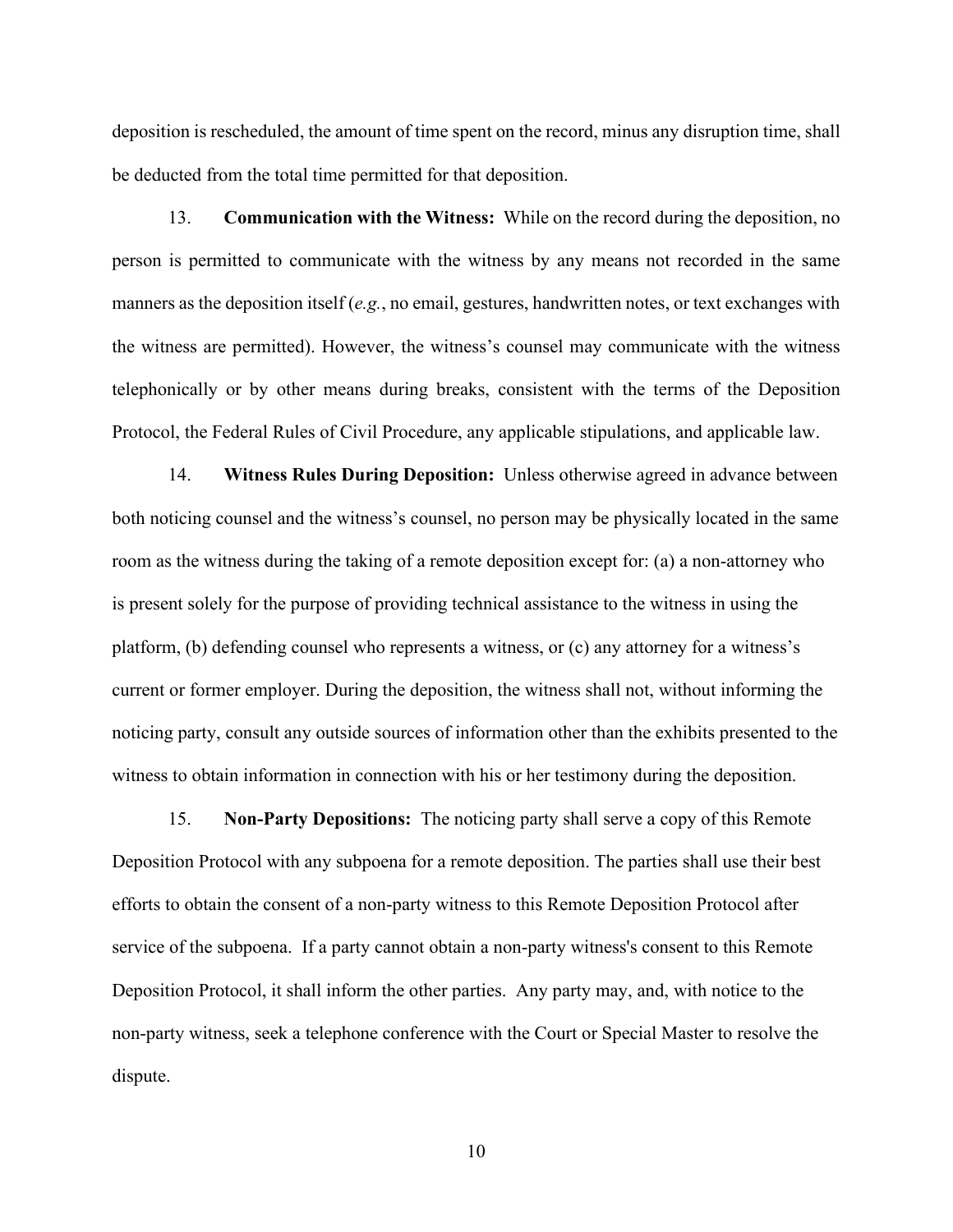deposition is rescheduled, the amount of time spent on the record, minus any disruption time, shall be deducted from the total time permitted for that deposition.

13. **Communication with the Witness:** While on the record during the deposition, no person is permitted to communicate with the witness by any means not recorded in the same manners as the deposition itself (*e.g.*, no email, gestures, handwritten notes, or text exchanges with the witness are permitted). However, the witness's counsel may communicate with the witness telephonically or by other means during breaks, consistent with the terms of the Deposition Protocol, the Federal Rules of Civil Procedure, any applicable stipulations, and applicable law.

14. **Witness Rules During Deposition:** Unless otherwise agreed in advance between both noticing counsel and the witness's counsel, no person may be physically located in the same room as the witness during the taking of a remote deposition except for: (a) a non-attorney who is present solely for the purpose of providing technical assistance to the witness in using the platform, (b) defending counsel who represents a witness, or (c) any attorney for a witness's current or former employer. During the deposition, the witness shall not, without informing the noticing party, consult any outside sources of information other than the exhibits presented to the witness to obtain information in connection with his or her testimony during the deposition.

15. **Non-Party Depositions:** The noticing party shall serve a copy of this Remote Deposition Protocol with any subpoena for a remote deposition. The parties shall use their best efforts to obtain the consent of a non-party witness to this Remote Deposition Protocol after service of the subpoena. If a party cannot obtain a non-party witness's consent to this Remote Deposition Protocol, it shall inform the other parties. Any party may, and, with notice to the non-party witness, seek a telephone conference with the Court or Special Master to resolve the dispute.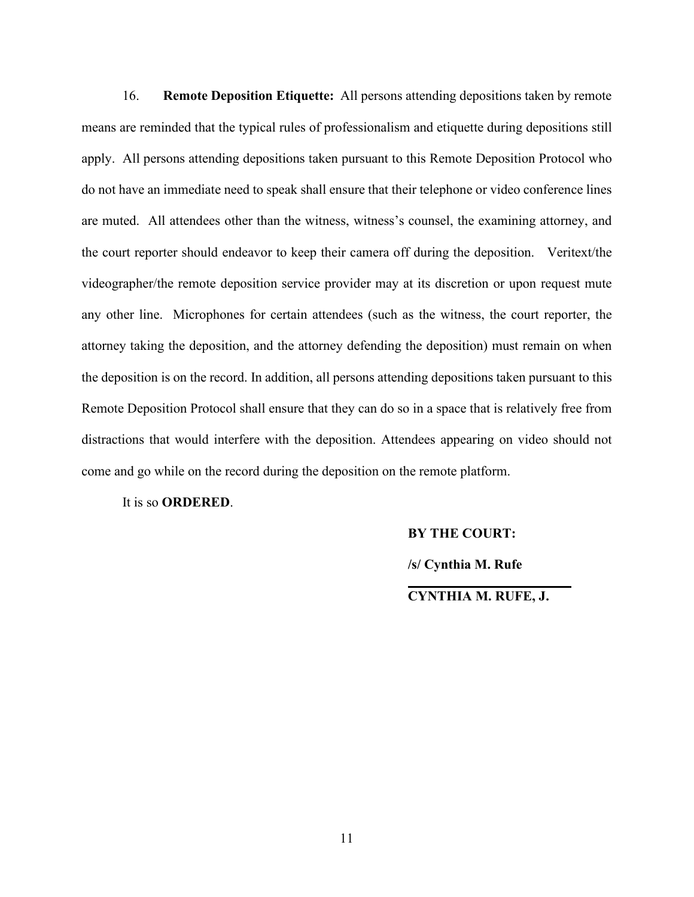16. **Remote Deposition Etiquette:** All persons attending depositions taken by remote means are reminded that the typical rules of professionalism and etiquette during depositions still apply. All persons attending depositions taken pursuant to this Remote Deposition Protocol who do not have an immediate need to speak shall ensure that their telephone or video conference lines are muted. All attendees other than the witness, witness's counsel, the examining attorney, and the court reporter should endeavor to keep their camera off during the deposition. Veritext/the videographer/the remote deposition service provider may at its discretion or upon request mute any other line. Microphones for certain attendees (such as the witness, the court reporter, the attorney taking the deposition, and the attorney defending the deposition) must remain on when the deposition is on the record. In addition, all persons attending depositions taken pursuant to this Remote Deposition Protocol shall ensure that they can do so in a space that is relatively free from distractions that would interfere with the deposition. Attendees appearing on video should not come and go while on the record during the deposition on the remote platform.

It is so **ORDERED**.

**BY THE COURT:**

**/s/ Cynthia M. Rufe**

**CYNTHIA M. RUFE, J.**